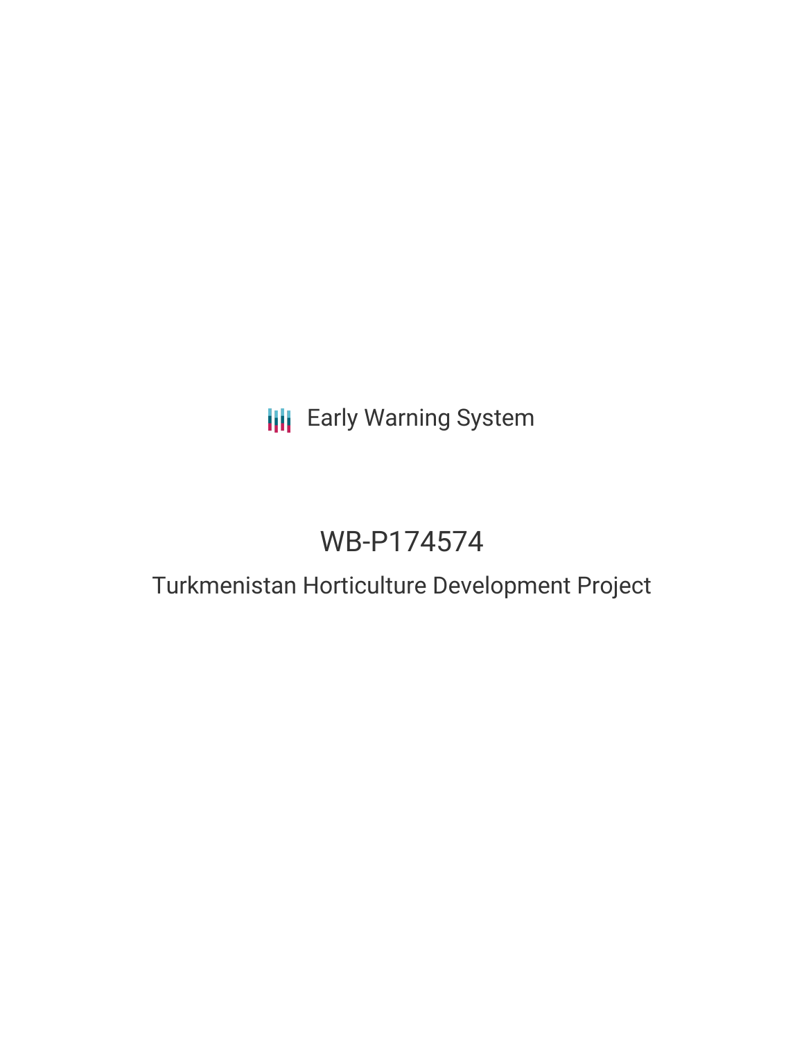Early Warning System

# WB-P174574

## Turkmenistan Horticulture Development Project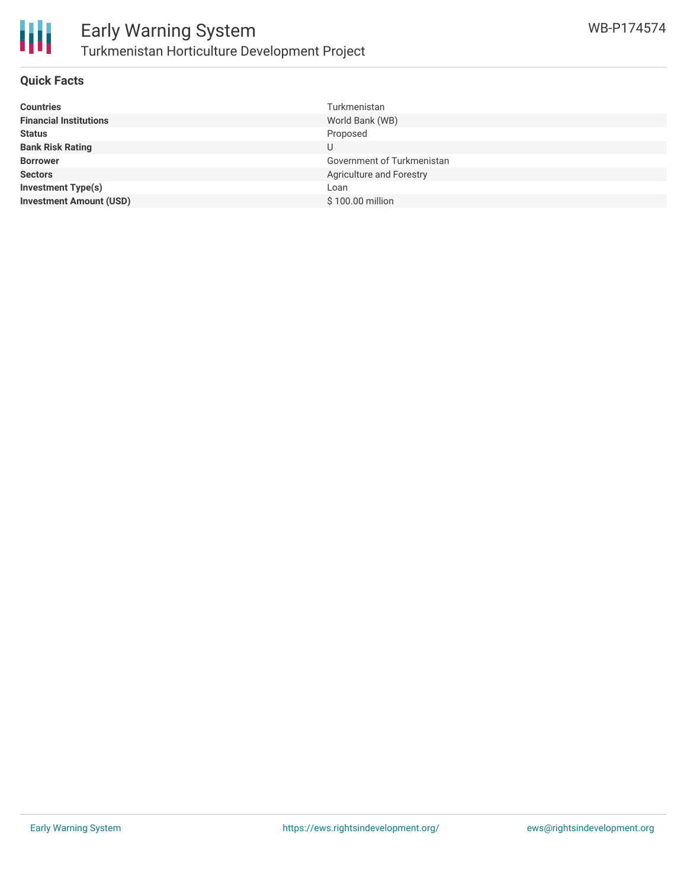## Quick Facts

| | |
|---|---|
| **Countries** | Turkmenistan |
| **Financial Institutions** | World Bank (WB) |
| **Status** | Proposed |
| **Bank Risk Rating** | U |
| **Borrower** | Government of Turkmenistan |
| **Sectors** | Agriculture and Forestry |
| **Investment Type(s)** | Loan |
| **Investment Amount (USD)** | $ 100.00 million |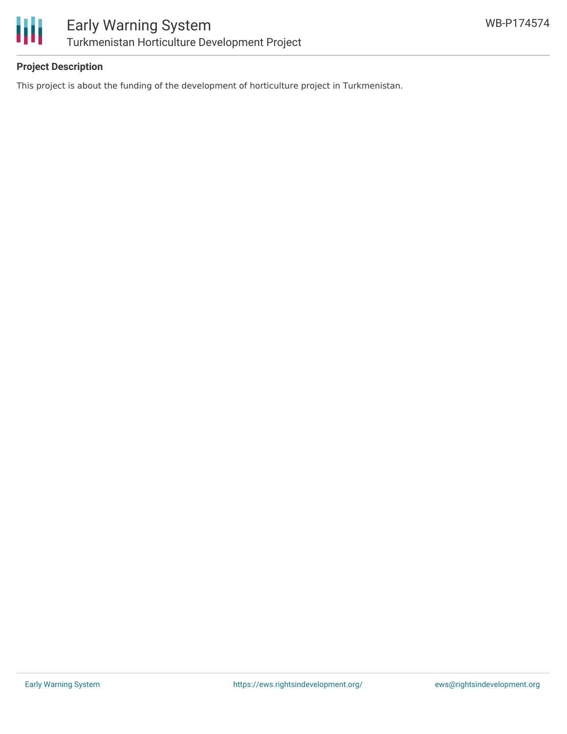## Project Description

This project is about the funding of the development of horticulture project in Turkmenistan.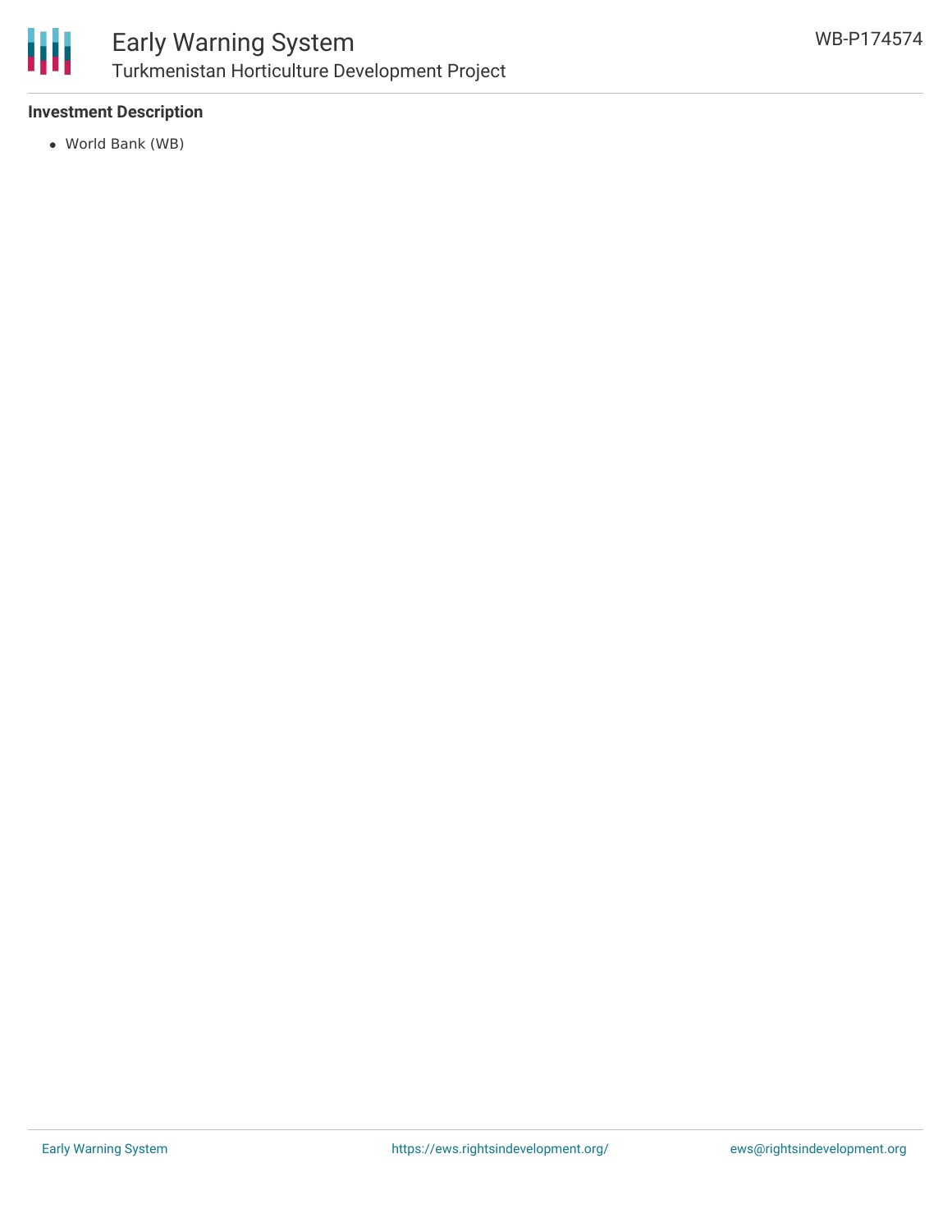### Investment Description

- World Bank (WB)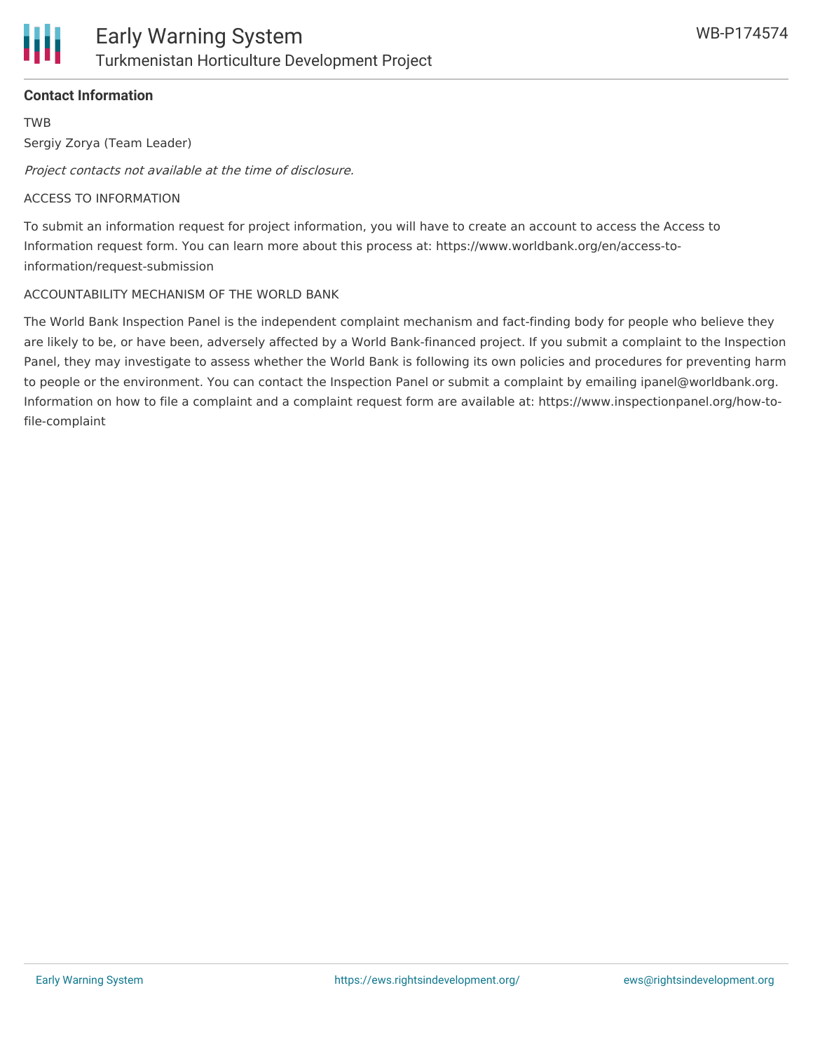**Contact Information**

TWB

Sergiy Zorya (Team Leader)

*Project contacts not available at the time of disclosure.*

ACCESS TO INFORMATION

To submit an information request for project information, you will have to create an account to access the Access to Information request form. You can learn more about this process at: https://www.worldbank.org/en/access-to-information/request-submission

ACCOUNTABILITY MECHANISM OF THE WORLD BANK

The World Bank Inspection Panel is the independent complaint mechanism and fact-finding body for people who believe they are likely to be, or have been, adversely affected by a World Bank-financed project. If you submit a complaint to the Inspection Panel, they may investigate to assess whether the World Bank is following its own policies and procedures for preventing harm to people or the environment. You can contact the Inspection Panel or submit a complaint by emailing ipanel@worldbank.org. Information on how to file a complaint and a complaint request form are available at: https://www.inspectionpanel.org/how-to-file-complaint